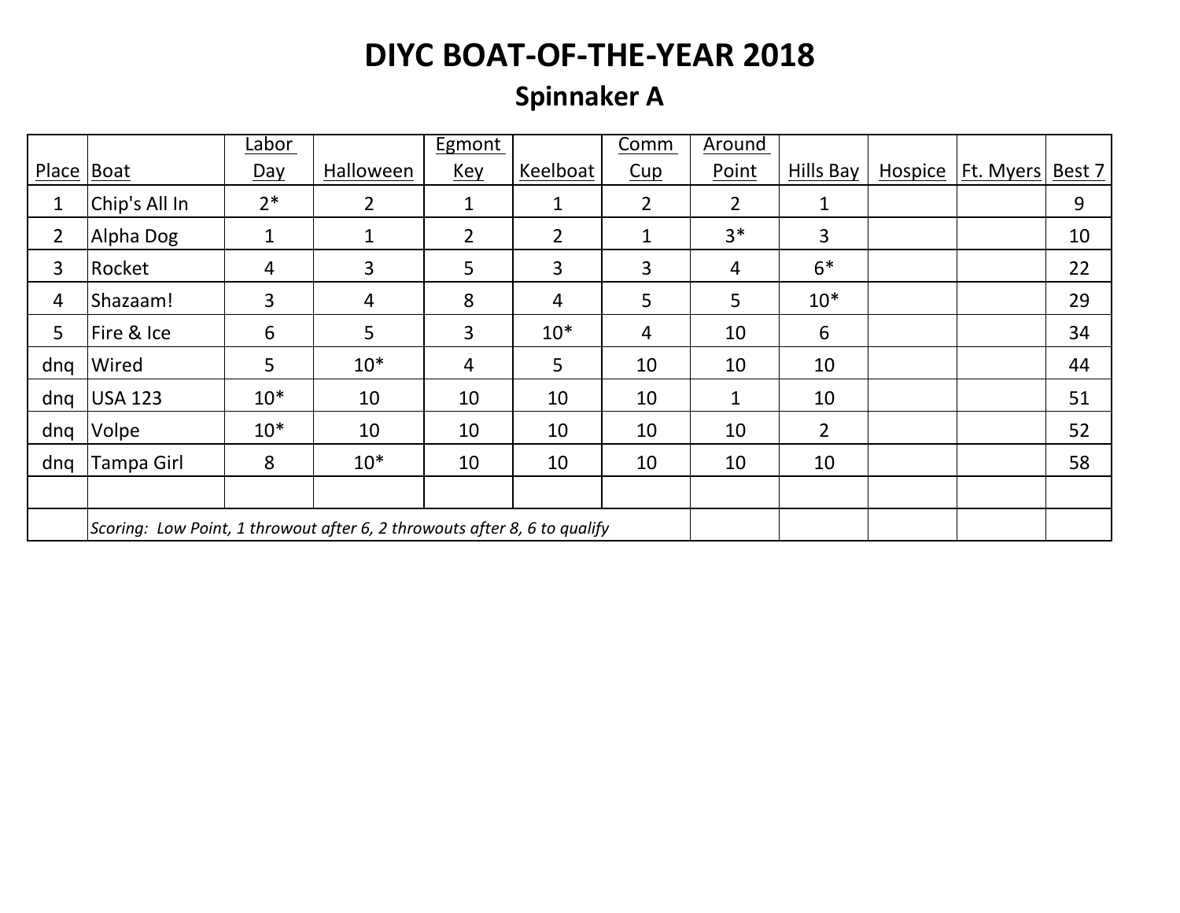# DIYC BOAT-OF-THE-YEAR 2018

## Spinnaker A

| Place | Boat | Labor Day | Halloween | Egmont Key | Keelboat | Comm Cup | Around Point | Hills Bay | Hospice | Ft. Myers | Best 7 |
|---|---|---|---|---|---|---|---|---|---|---|---|
| 1 | Chip's All In | 2* | 2 | 1 | 1 | 2 | 2 | 1 | | | 9 |
| 2 | Alpha Dog | 1 | 1 | 2 | 2 | 1 | 3* | 3 | | | 10 |
| 3 | Rocket | 4 | 3 | 5 | 3 | 3 | 4 | 6* | | | 22 |
| 4 | Shazaam! | 3 | 4 | 8 | 4 | 5 | 5 | 10* | | | 29 |
| 5 | Fire & Ice | 6 | 5 | 3 | 10* | 4 | 10 | 6 | | | 34 |
| dnq | Wired | 5 | 10* | 4 | 5 | 10 | 10 | 10 | | | 44 |
| dnq | USA 123 | 10* | 10 | 10 | 10 | 10 | 1 | 10 | | | 51 |
| dnq | Volpe | 10* | 10 | 10 | 10 | 10 | 10 | 2 | | | 52 |
| dnq | Tampa Girl | 8 | 10* | 10 | 10 | 10 | 10 | 10 | | | 58 |
| | | | | | | | | | | | |
| | *Scoring: Low Point, 1 throwout after 6, 2 throwouts after 8, 6 to qualify* | | | | | | | | | | |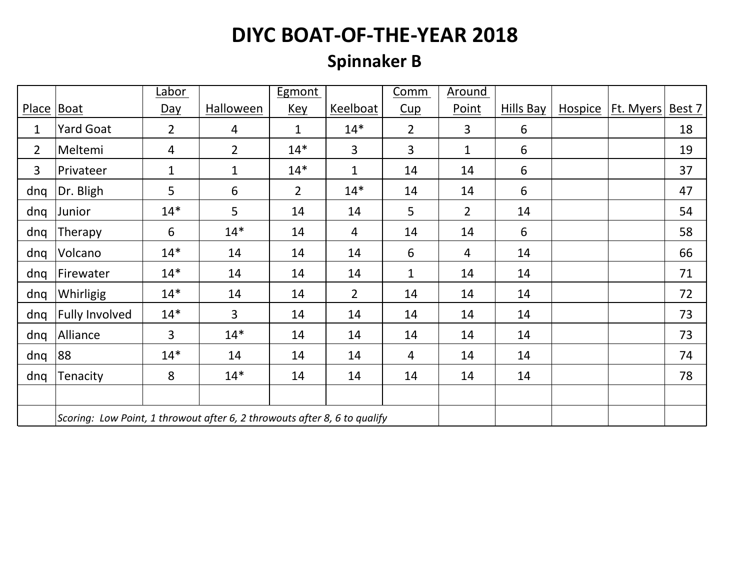# DIYC BOAT-OF-THE-YEAR 2018

## Spinnaker B

| Place | Boat | Labor Day | Halloween | Egmont Key | Keelboat | Comm Cup | Around Point | Hills Bay | Hospice | Ft. Myers | Best 7 |
|---|---|---|---|---|---|---|---|---|---|---|---|
| 1 | Yard Goat | 2 | 4 | 1 | 14* | 2 | 3 | 6 | | | 18 |
| 2 | Meltemi | 4 | 2 | 14* | 3 | 3 | 1 | 6 | | | 19 |
| 3 | Privateer | 1 | 1 | 14* | 1 | 14 | 14 | 6 | | | 37 |
| dnq | Dr. Bligh | 5 | 6 | 2 | 14* | 14 | 14 | 6 | | | 47 |
| dnq | Junior | 14* | 5 | 14 | 14 | 5 | 2 | 14 | | | 54 |
| dnq | Therapy | 6 | 14* | 14 | 4 | 14 | 14 | 6 | | | 58 |
| dnq | Volcano | 14* | 14 | 14 | 14 | 6 | 4 | 14 | | | 66 |
| dnq | Firewater | 14* | 14 | 14 | 14 | 1 | 14 | 14 | | | 71 |
| dnq | Whirligig | 14* | 14 | 14 | 2 | 14 | 14 | 14 | | | 72 |
| dnq | Fully Involved | 14* | 3 | 14 | 14 | 14 | 14 | 14 | | | 73 |
| dnq | Alliance | 3 | 14* | 14 | 14 | 14 | 14 | 14 | | | 73 |
| dnq | 88 | 14* | 14 | 14 | 14 | 4 | 14 | 14 | | | 74 |
| dnq | Tenacity | 8 | 14* | 14 | 14 | 14 | 14 | 14 | | | 78 |
| | | | | | | | | | | | |
| | *Scoring: Low Point, 1 throwout after 6, 2 throwouts after 8, 6 to qualify* | | | | | | | | | | |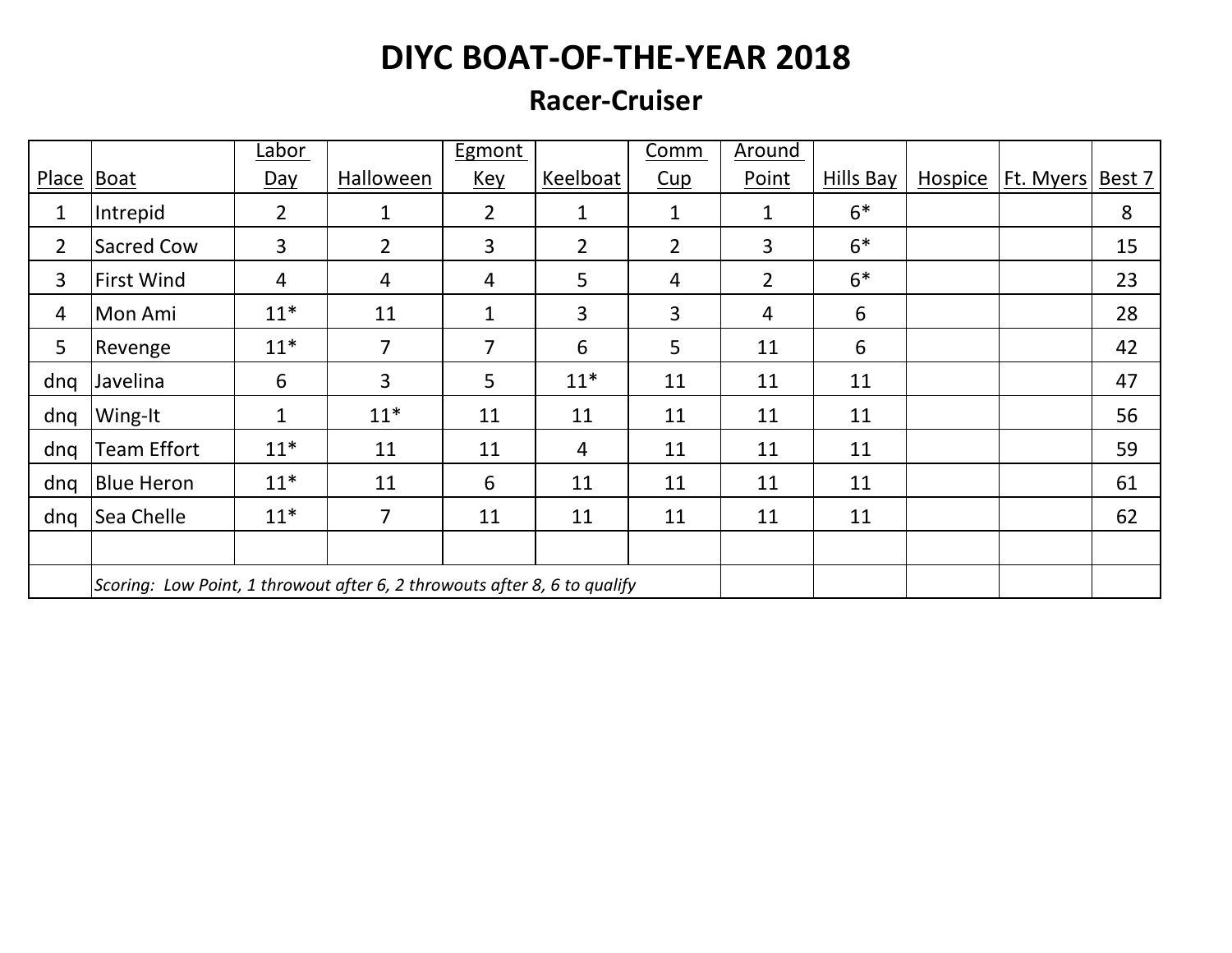# DIYC BOAT-OF-THE-YEAR 2018

## Racer-Cruiser

| Place | Boat | Labor Day | Halloween | Egmont Key | Keelboat | Comm Cup | Around Point | Hills Bay | Hospice | Ft. Myers | Best 7 |
|---|---|---|---|---|---|---|---|---|---|---|---|
| 1 | Intrepid | 2 | 1 | 2 | 1 | 1 | 1 | 6* | | | 8 |
| 2 | Sacred Cow | 3 | 2 | 3 | 2 | 2 | 3 | 6* | | | 15 |
| 3 | First Wind | 4 | 4 | 4 | 5 | 4 | 2 | 6* | | | 23 |
| 4 | Mon Ami | 11* | 11 | 1 | 3 | 3 | 4 | 6 | | | 28 |
| 5 | Revenge | 11* | 7 | 7 | 6 | 5 | 11 | 6 | | | 42 |
| dnq | Javelina | 6 | 3 | 5 | 11* | 11 | 11 | 11 | | | 47 |
| dnq | Wing-It | 1 | 11* | 11 | 11 | 11 | 11 | 11 | | | 56 |
| dnq | Team Effort | 11* | 11 | 11 | 4 | 11 | 11 | 11 | | | 59 |
| dnq | Blue Heron | 11* | 11 | 6 | 11 | 11 | 11 | 11 | | | 61 |
| dnq | Sea Chelle | 11* | 7 | 11 | 11 | 11 | 11 | 11 | | | 62 |
| | | | | | | | | | | | |
| | *Scoring: Low Point, 1 throwout after 6, 2 throwouts after 8, 6 to qualify* | | | | | | | | | | |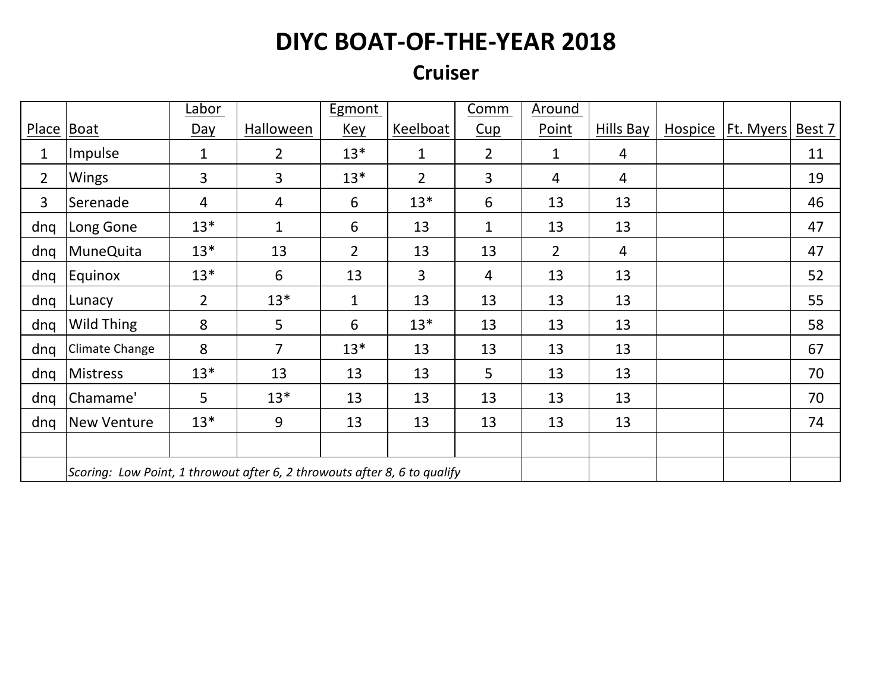# DIYC BOAT-OF-THE-YEAR 2018

## Cruiser

| Place | Boat | Labor Day | Halloween | Egmont Key | Keelboat | Comm Cup | Around Point | Hills Bay | Hospice | Ft. Myers | Best 7 |
|---|---|---|---|---|---|---|---|---|---|---|---|
| 1 | Impulse | 1 | 2 | 13* | 1 | 2 | 1 | 4 | | | 11 |
| 2 | Wings | 3 | 3 | 13* | 2 | 3 | 4 | 4 | | | 19 |
| 3 | Serenade | 4 | 4 | 6 | 13* | 6 | 13 | 13 | | | 46 |
| dnq | Long Gone | 13* | 1 | 6 | 13 | 1 | 13 | 13 | | | 47 |
| dnq | MuneQuita | 13* | 13 | 2 | 13 | 13 | 2 | 4 | | | 47 |
| dnq | Equinox | 13* | 6 | 13 | 3 | 4 | 13 | 13 | | | 52 |
| dnq | Lunacy | 2 | 13* | 1 | 13 | 13 | 13 | 13 | | | 55 |
| dnq | Wild Thing | 8 | 5 | 6 | 13* | 13 | 13 | 13 | | | 58 |
| dnq | Climate Change | 8 | 7 | 13* | 13 | 13 | 13 | 13 | | | 67 |
| dnq | Mistress | 13* | 13 | 13 | 13 | 5 | 13 | 13 | | | 70 |
| dnq | Chamame' | 5 | 13* | 13 | 13 | 13 | 13 | 13 | | | 70 |
| dnq | New Venture | 13* | 9 | 13 | 13 | 13 | 13 | 13 | | | 74 |

*Scoring: Low Point, 1 throwout after 6, 2 throwouts after 8, 6 to qualify*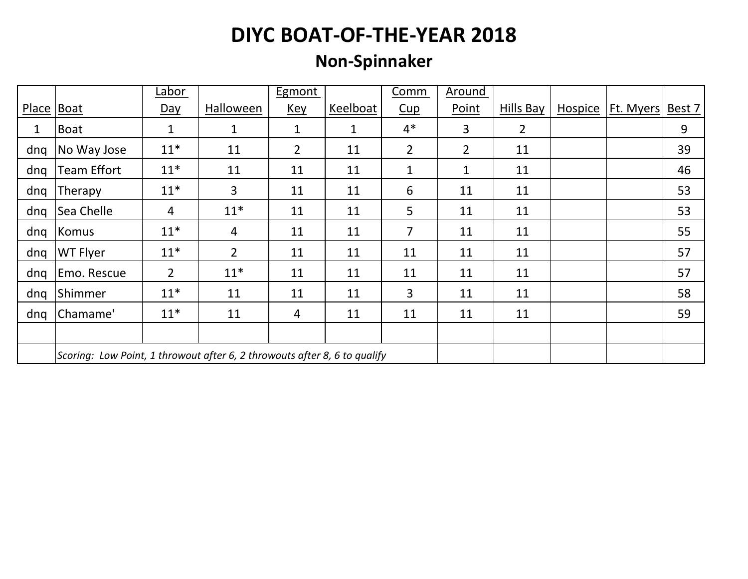# DIYC BOAT-OF-THE-YEAR 2018

## Non-Spinnaker

| Place | Boat | Labor Day | Halloween | Egmont Key | Keelboat | Comm Cup | Around Point | Hills Bay | Hospice | Ft. Myers | Best 7 |
|---|---|---|---|---|---|---|---|---|---|---|---|
| 1 | Boat | 1 | 1 | 1 | 1 | 4* | 3 | 2 | | | 9 |
| dnq | No Way Jose | 11* | 11 | 2 | 11 | 2 | 2 | 11 | | | 39 |
| dnq | Team Effort | 11* | 11 | 11 | 11 | 1 | 1 | 11 | | | 46 |
| dnq | Therapy | 11* | 3 | 11 | 11 | 6 | 11 | 11 | | | 53 |
| dnq | Sea Chelle | 4 | 11* | 11 | 11 | 5 | 11 | 11 | | | 53 |
| dnq | Komus | 11* | 4 | 11 | 11 | 7 | 11 | 11 | | | 55 |
| dnq | WT Flyer | 11* | 2 | 11 | 11 | 11 | 11 | 11 | | | 57 |
| dnq | Emo. Rescue | 2 | 11* | 11 | 11 | 11 | 11 | 11 | | | 57 |
| dnq | Shimmer | 11* | 11 | 11 | 11 | 3 | 11 | 11 | | | 58 |
| dnq | Chamame' | 11* | 11 | 4 | 11 | 11 | 11 | 11 | | | 59 |
| | | | | | | | | | | | |
| | *Scoring: Low Point, 1 throwout after 6, 2 throwouts after 8, 6 to qualify* | | | | | | | | | | |